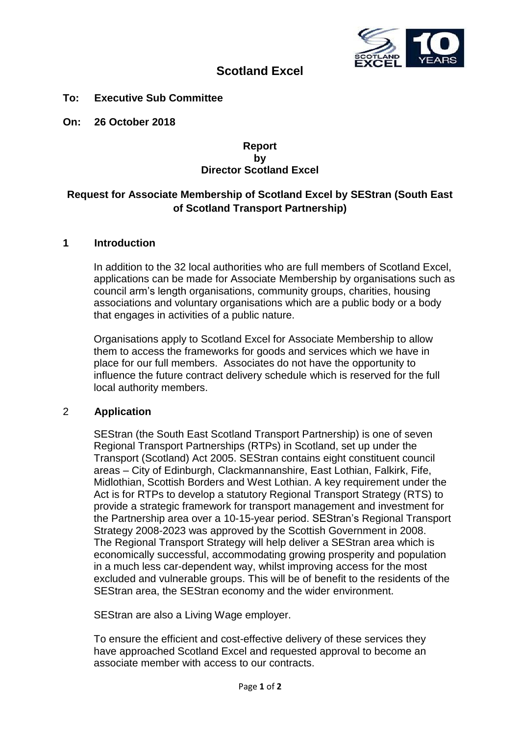# Scotland Excel

**To: Executive Sub Committee**

**On: 26 October 2018**

**Report**
**by**
**Director Scotland Excel**

## Request for Associate Membership of Scotland Excel by SEStran (South East of Scotland Transport Partnership)

### 1 Introduction

In addition to the 32 local authorities who are full members of Scotland Excel, applications can be made for Associate Membership by organisations such as council arm's length organisations, community groups, charities, housing associations and voluntary organisations which are a public body or a body that engages in activities of a public nature.

Organisations apply to Scotland Excel for Associate Membership to allow them to access the frameworks for goods and services which we have in place for our full members. Associates do not have the opportunity to influence the future contract delivery schedule which is reserved for the full local authority members.

### 2 Application

SEStran (the South East Scotland Transport Partnership) is one of seven Regional Transport Partnerships (RTPs) in Scotland, set up under the Transport (Scotland) Act 2005. SEStran contains eight constituent council areas – City of Edinburgh, Clackmannanshire, East Lothian, Falkirk, Fife, Midlothian, Scottish Borders and West Lothian. A key requirement under the Act is for RTPs to develop a statutory Regional Transport Strategy (RTS) to provide a strategic framework for transport management and investment for the Partnership area over a 10-15-year period. SEStran's Regional Transport Strategy 2008-2023 was approved by the Scottish Government in 2008. The Regional Transport Strategy will help deliver a SEStran area which is economically successful, accommodating growing prosperity and population in a much less car-dependent way, whilst improving access for the most excluded and vulnerable groups. This will be of benefit to the residents of the SEStran area, the SEStran economy and the wider environment.

SEStran are also a Living Wage employer.

To ensure the efficient and cost-effective delivery of these services they have approached Scotland Excel and requested approval to become an associate member with access to our contracts.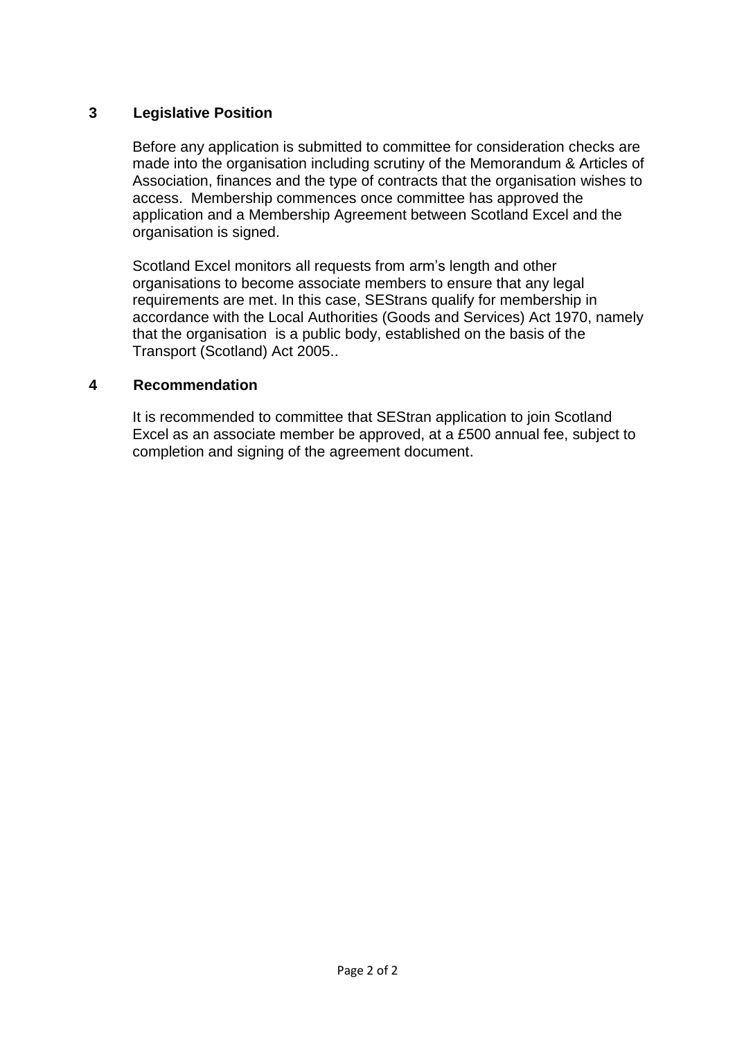## 3 Legislative Position

Before any application is submitted to committee for consideration checks are made into the organisation including scrutiny of the Memorandum & Articles of Association, finances and the type of contracts that the organisation wishes to access. Membership commences once committee has approved the application and a Membership Agreement between Scotland Excel and the organisation is signed.

Scotland Excel monitors all requests from arm's length and other organisations to become associate members to ensure that any legal requirements are met. In this case, SEStrans qualify for membership in accordance with the Local Authorities (Goods and Services) Act 1970, namely that the organisation is a public body, established on the basis of the Transport (Scotland) Act 2005..

## 4 Recommendation

It is recommended to committee that SEStran application to join Scotland Excel as an associate member be approved, at a £500 annual fee, subject to completion and signing of the agreement document.